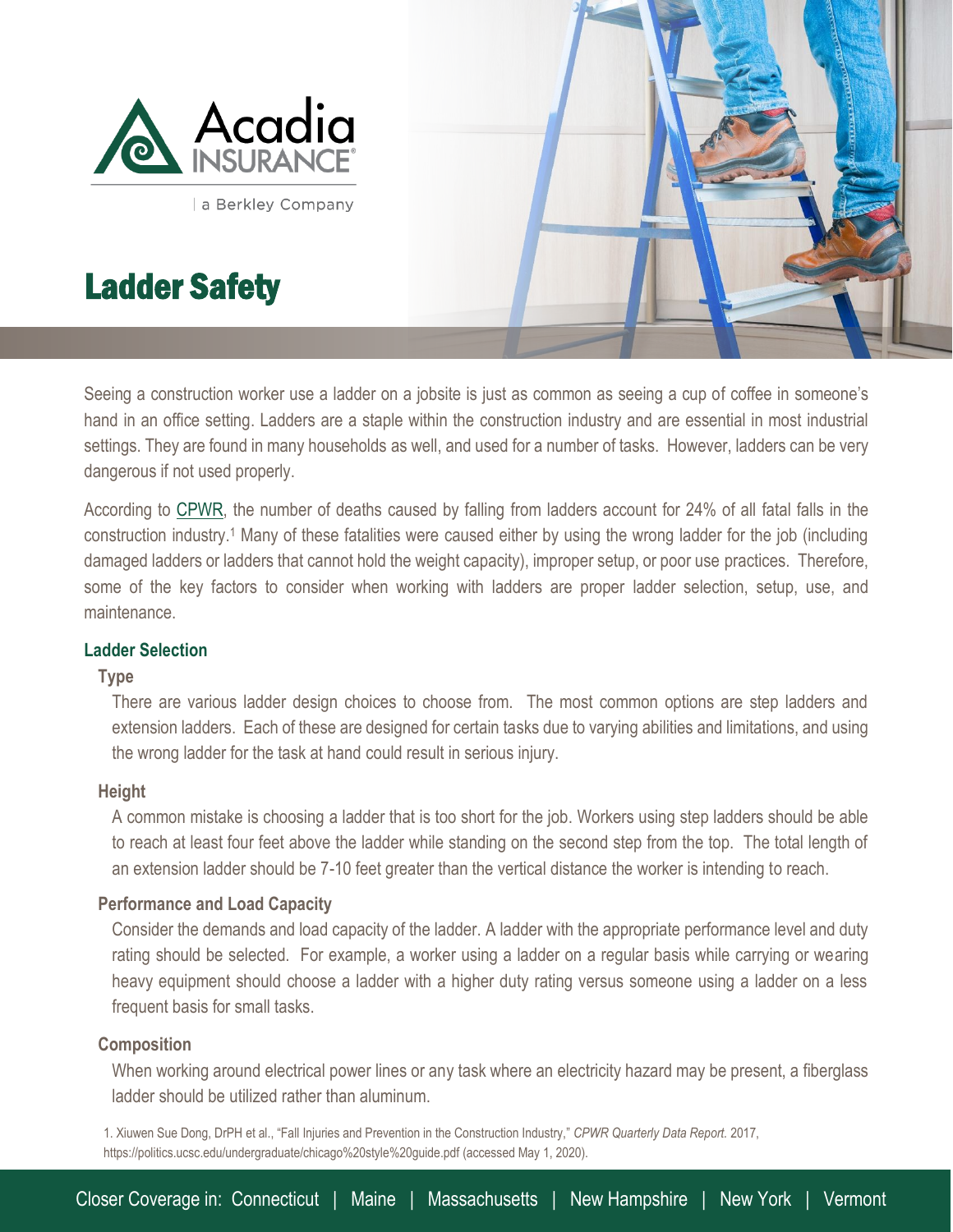Acadia INSURANCE

| a Berkley Company

# Ladder Safety

Seeing a construction worker use a ladder on a jobsite is just as common as seeing a cup of coffee in someone's hand in an office setting. Ladders are a staple within the construction industry and are essential in most industrial settings. They are found in many households as well, and used for a number of tasks. However, ladders can be very dangerous if not used properly.

According to CPWR, the number of deaths caused by falling from ladders account for 24% of all fatal falls in the construction industry.[1] Many of these fatalities were caused either by using the wrong ladder for the job (including damaged ladders or ladders that cannot hold the weight capacity), improper setup, or poor use practices. Therefore, some of the key factors to consider when working with ladders are proper ladder selection, setup, use, and maintenance.

## Ladder Selection

### Type

There are various ladder design choices to choose from. The most common options are step ladders and extension ladders. Each of these are designed for certain tasks due to varying abilities and limitations, and using the wrong ladder for the task at hand could result in serious injury.

### Height

A common mistake is choosing a ladder that is too short for the job. Workers using step ladders should be able to reach at least four feet above the ladder while standing on the second step from the top. The total length of an extension ladder should be 7-10 feet greater than the vertical distance the worker is intending to reach.

### Performance and Load Capacity

Consider the demands and load capacity of the ladder. A ladder with the appropriate performance level and duty rating should be selected. For example, a worker using a ladder on a regular basis while carrying or wearing heavy equipment should choose a ladder with a higher duty rating versus someone using a ladder on a less frequent basis for small tasks.

### Composition

When working around electrical power lines or any task where an electricity hazard may be present, a fiberglass ladder should be utilized rather than aluminum.

1. Xiuwen Sue Dong, DrPH et al., "Fall Injuries and Prevention in the Construction Industry," *CPWR Quarterly Data Report.* 2017, https://politics.ucsc.edu/undergraduate/chicago%20style%20guide.pdf (accessed May 1, 2020).

Closer Coverage in: Connecticut | Maine | Massachusetts | New Hampshire | New York | Vermont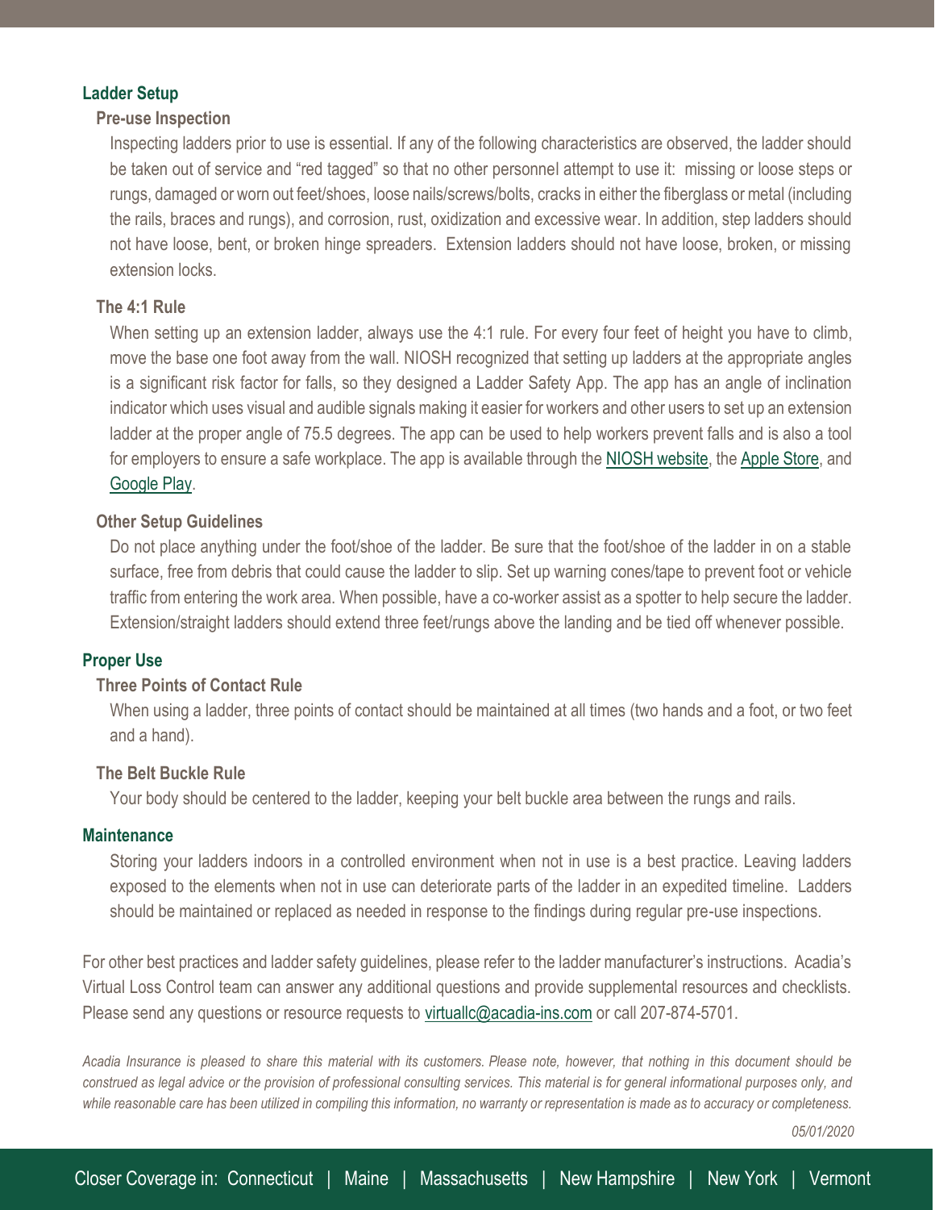## Ladder Setup

### Pre-use Inspection

Inspecting ladders prior to use is essential. If any of the following characteristics are observed, the ladder should be taken out of service and "red tagged" so that no other personnel attempt to use it: missing or loose steps or rungs, damaged or worn out feet/shoes, loose nails/screws/bolts, cracks in either the fiberglass or metal (including the rails, braces and rungs), and corrosion, rust, oxidization and excessive wear. In addition, step ladders should not have loose, bent, or broken hinge spreaders. Extension ladders should not have loose, broken, or missing extension locks.

### The 4:1 Rule

When setting up an extension ladder, always use the 4:1 rule. For every four feet of height you have to climb, move the base one foot away from the wall. NIOSH recognized that setting up ladders at the appropriate angles is a significant risk factor for falls, so they designed a Ladder Safety App. The app has an angle of inclination indicator which uses visual and audible signals making it easier for workers and other users to set up an extension ladder at the proper angle of 75.5 degrees. The app can be used to help workers prevent falls and is also a tool for employers to ensure a safe workplace. The app is available through the NIOSH website, the Apple Store, and Google Play.

### Other Setup Guidelines

Do not place anything under the foot/shoe of the ladder. Be sure that the foot/shoe of the ladder in on a stable surface, free from debris that could cause the ladder to slip. Set up warning cones/tape to prevent foot or vehicle traffic from entering the work area. When possible, have a co-worker assist as a spotter to help secure the ladder. Extension/straight ladders should extend three feet/rungs above the landing and be tied off whenever possible.

## Proper Use

### Three Points of Contact Rule

When using a ladder, three points of contact should be maintained at all times (two hands and a foot, or two feet and a hand).

### The Belt Buckle Rule

Your body should be centered to the ladder, keeping your belt buckle area between the rungs and rails.

## Maintenance

Storing your ladders indoors in a controlled environment when not in use is a best practice. Leaving ladders exposed to the elements when not in use can deteriorate parts of the ladder in an expedited timeline. Ladders should be maintained or replaced as needed in response to the findings during regular pre-use inspections.

For other best practices and ladder safety guidelines, please refer to the ladder manufacturer's instructions. Acadia's Virtual Loss Control team can answer any additional questions and provide supplemental resources and checklists. Please send any questions or resource requests to virtuallc@acadia-ins.com or call 207-874-5701.

*Acadia Insurance is pleased to share this material with its customers. Please note, however, that nothing in this document should be construed as legal advice or the provision of professional consulting services. This material is for general informational purposes only, and while reasonable care has been utilized in compiling this information, no warranty or representation is made as to accuracy or completeness.*

*05/01/2020*

Closer Coverage in: Connecticut | Maine | Massachusetts | New Hampshire | New York | Vermont